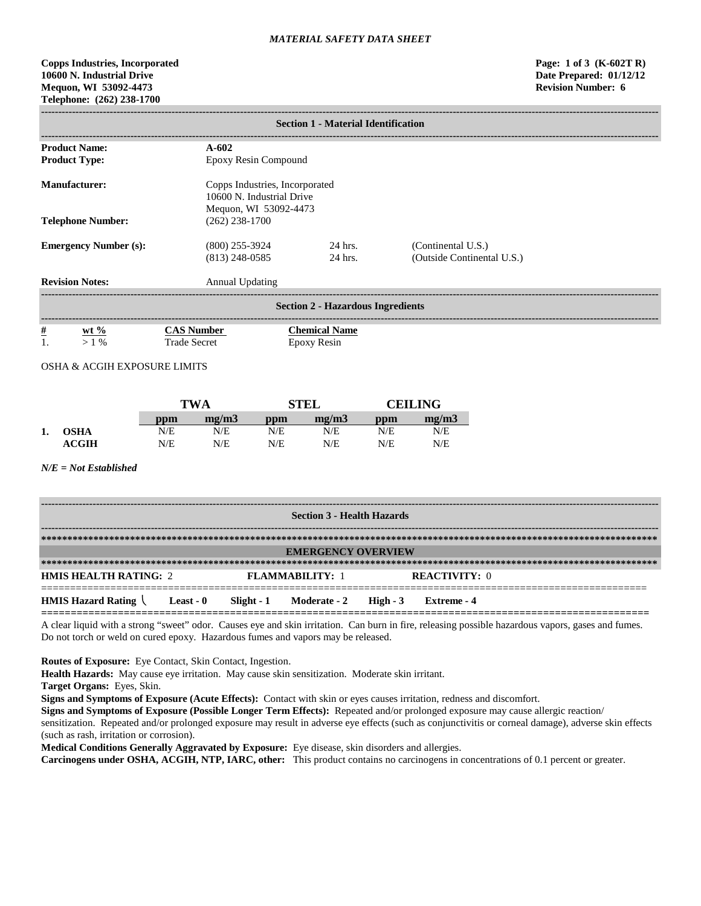*MATERIAL SAFETY DATA SHEET*

**Copps Industries, Incorporated**
**10600 N. Industrial Drive**
**Mequon, WI 53092-4473**
**Telephone: (262) 238-1700**

**Page: 1 of 3 (K-602T R)**
**Date Prepared: 01/12/12**
**Revision Number: 6**

## Section 1 - Material Identification

| | | | |
|---|---|---|---|
| **Product Name:** | **A-602** | | |
| **Product Type:** | Epoxy Resin Compound | | |
| **Manufacturer:** | Copps Industries, Incorporated<br>10600 N. Industrial Drive<br>Mequon, WI 53092-4473 | | |
| **Telephone Number:** | (262) 238-1700 | | |
| **Emergency Number (s):** | (800) 255-3924 | 24 hrs. | (Continental U.S.) |
| | (813) 248-0585 | 24 hrs. | (Outside Continental U.S.) |
| **Revision Notes:** | Annual Updating | | |

## Section 2 - Hazardous Ingredients

| # | wt % | CAS Number | Chemical Name |
|---|---|---|---|
| 1. | > 1 % | Trade Secret | Epoxy Resin |

OSHA & ACGIH EXPOSURE LIMITS

| | | TWA | | STEL | | CEILING | |
|---|---|---|---|---|---|---|---|
| | | **ppm** | **mg/m3** | **ppm** | **mg/m3** | **ppm** | **mg/m3** |
| **1.** | **OSHA** | N/E | N/E | N/E | N/E | N/E | N/E |
| | **ACGIH** | N/E | N/E | N/E | N/E | N/E | N/E |

***N/E = Not Established***

## Section 3 - Health Hazards

### EMERGENCY OVERVIEW

**HMIS HEALTH RATING:** 2 **FLAMMABILITY:** 1 **REACTIVITY:** 0

**HMIS Hazard Rating** **Least - 0** **Slight - 1** **Moderate - 2** **High - 3** **Extreme - 4**

A clear liquid with a strong "sweet" odor. Causes eye and skin irritation. Can burn in fire, releasing possible hazardous vapors, gases and fumes. Do not torch or weld on cured epoxy. Hazardous fumes and vapors may be released.

**Routes of Exposure:** Eye Contact, Skin Contact, Ingestion.

**Health Hazards:** May cause eye irritation. May cause skin sensitization. Moderate skin irritant.

**Target Organs:** Eyes, Skin.

**Signs and Symptoms of Exposure (Acute Effects):** Contact with skin or eyes causes irritation, redness and discomfort.

**Signs and Symptoms of Exposure (Possible Longer Term Effects):** Repeated and/or prolonged exposure may cause allergic reaction/ sensitization. Repeated and/or prolonged exposure may result in adverse eye effects (such as conjunctivitis or corneal damage), adverse skin effects (such as rash, irritation or corrosion).

**Medical Conditions Generally Aggravated by Exposure:** Eye disease, skin disorders and allergies.

**Carcinogens under OSHA, ACGIH, NTP, IARC, other:** This product contains no carcinogens in concentrations of 0.1 percent or greater.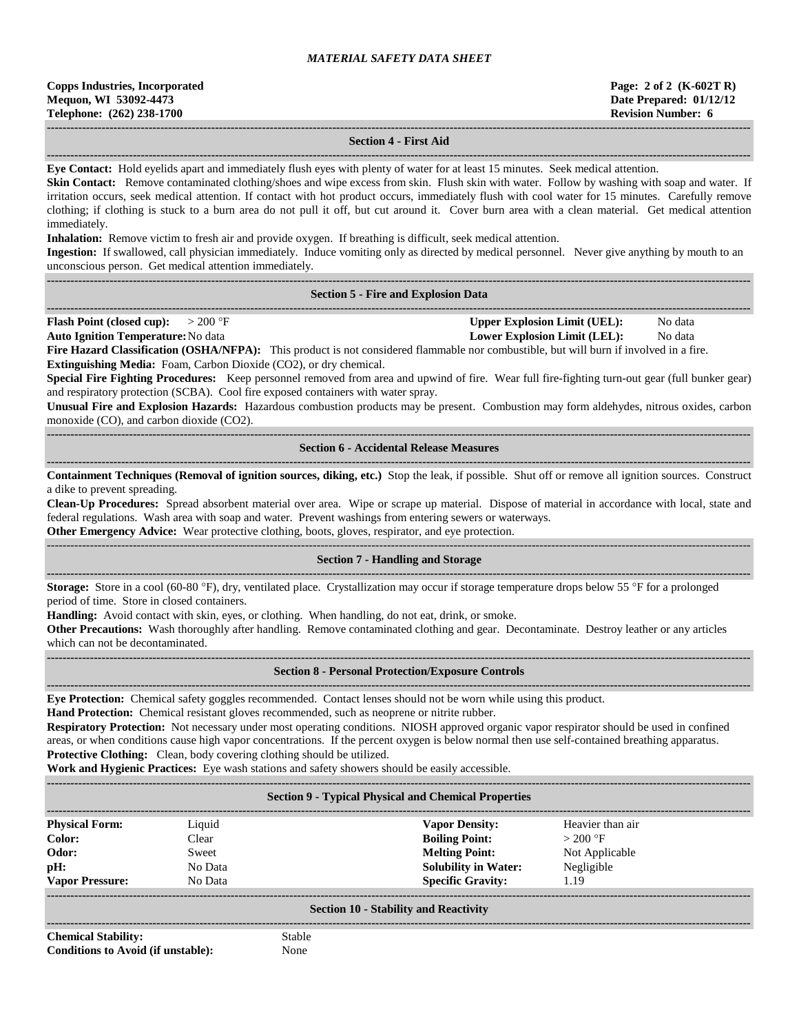## Section 4 - First Aid

**Eye Contact:** Hold eyelids apart and immediately flush eyes with plenty of water for at least 15 minutes. Seek medical attention.

**Skin Contact:** Remove contaminated clothing/shoes and wipe excess from skin. Flush skin with water. Follow by washing with soap and water. If irritation occurs, seek medical attention. If contact with hot product occurs, immediately flush with cool water for 15 minutes. Carefully remove clothing; if clothing is stuck to a burn area do not pull it off, but cut around it. Cover burn area with a clean material. Get medical attention immediately.

**Inhalation:** Remove victim to fresh air and provide oxygen. If breathing is difficult, seek medical attention.

**Ingestion:** If swallowed, call physician immediately. Induce vomiting only as directed by medical personnel. Never give anything by mouth to an unconscious person. Get medical attention immediately.

## Section 5 - Fire and Explosion Data

**Flash Point (closed cup):** > 200 °F

**Upper Explosion Limit (UEL):** No data

**Auto Ignition Temperature:** No data

**Lower Explosion Limit (LEL):** No data

**Fire Hazard Classification (OSHA/NFPA):** This product is not considered flammable nor combustible, but will burn if involved in a fire.

**Extinguishing Media:** Foam, Carbon Dioxide ($CO_2$), or dry chemical.

**Special Fire Fighting Procedures:** Keep personnel removed from area and upwind of fire. Wear full fire-fighting turn-out gear (full bunker gear) and respiratory protection (SCBA). Cool fire exposed containers with water spray.

**Unusual Fire and Explosion Hazards:** Hazardous combustion products may be present. Combustion may form aldehydes, nitrous oxides, carbon monoxide (CO), and carbon dioxide ($CO_2$).

## Section 6 - Accidental Release Measures

**Containment Techniques (Removal of ignition sources, diking, etc.)** Stop the leak, if possible. Shut off or remove all ignition sources. Construct a dike to prevent spreading.

**Clean-Up Procedures:** Spread absorbent material over area. Wipe or scrape up material. Dispose of material in accordance with local, state and federal regulations. Wash area with soap and water. Prevent washings from entering sewers or waterways.

**Other Emergency Advice:** Wear protective clothing, boots, gloves, respirator, and eye protection.

## Section 7 - Handling and Storage

**Storage:** Store in a cool (60-80 °F), dry, ventilated place. Crystallization may occur if storage temperature drops below 55 °F for a prolonged period of time. Store in closed containers.

**Handling:** Avoid contact with skin, eyes, or clothing. When handling, do not eat, drink, or smoke.

**Other Precautions:** Wash thoroughly after handling. Remove contaminated clothing and gear. Decontaminate. Destroy leather or any articles which can not be decontaminated.

## Section 8 - Personal Protection/Exposure Controls

**Eye Protection:** Chemical safety goggles recommended. Contact lenses should not be worn while using this product.

**Hand Protection:** Chemical resistant gloves recommended, such as neoprene or nitrite rubber.

**Respiratory Protection:** Not necessary under most operating conditions. NIOSH approved organic vapor respirator should be used in confined areas, or when conditions cause high vapor concentrations. If the percent oxygen is below normal then use self-contained breathing apparatus.

**Protective Clothing:** Clean, body covering clothing should be utilized.

**Work and Hygienic Practices:** Eye wash stations and safety showers should be easily accessible.

## Section 9 - Typical Physical and Chemical Properties

| | | | |
|---|---|---|---|
| **Physical Form:** | Liquid | **Vapor Density:** | Heavier than air |
| **Color:** | Clear | **Boiling Point:** | > 200 °F |
| **Odor:** | Sweet | **Melting Point:** | Not Applicable |
| **pH:** | No Data | **Solubility in Water:** | Negligible |
| **Vapor Pressure:** | No Data | **Specific Gravity:** | 1.19 |

## Section 10 - Stability and Reactivity

**Chemical Stability:** Stable

**Conditions to Avoid (if unstable):** None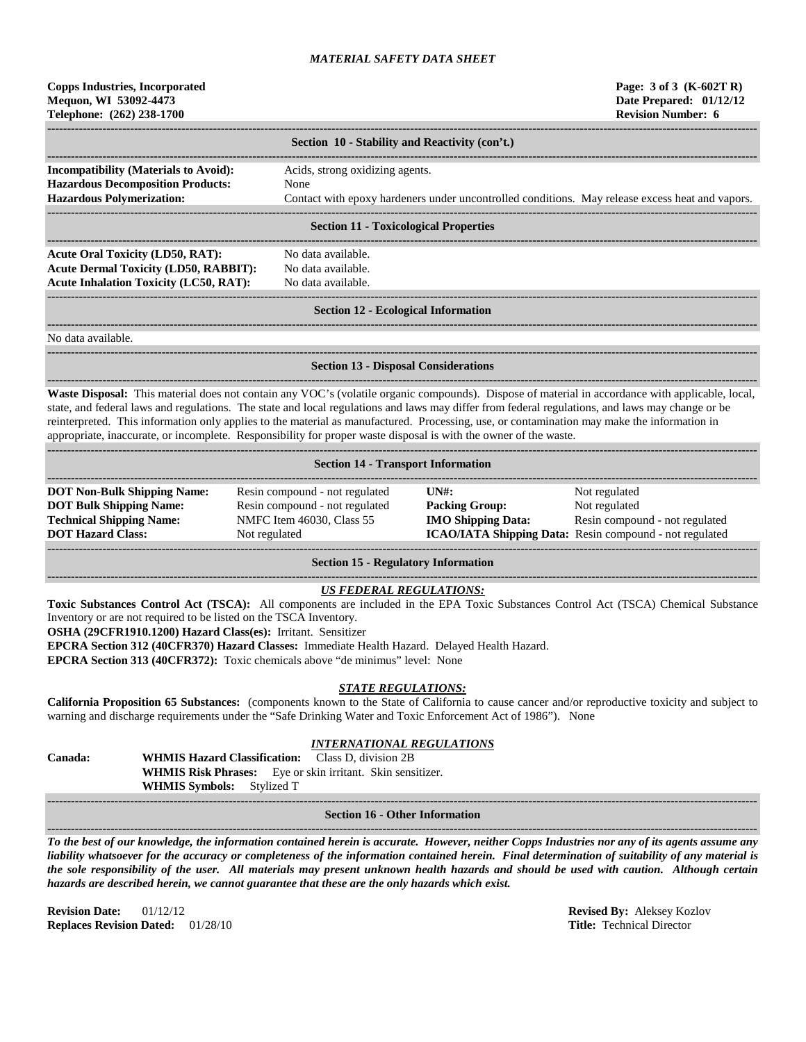# MATERIAL SAFETY DATA SHEET

**Copps Industries, Incorporated**
**Mequon, WI 53092-4473**
**Telephone: (262) 238-1700**

**Page: 3 of 3 (K-602T R)**
**Date Prepared: 01/12/12**
**Revision Number: 6**

## Section 10 - Stability and Reactivity (con't.)

**Incompatibility (Materials to Avoid):** Acids, strong oxidizing agents.
**Hazardous Decomposition Products:** None
**Hazardous Polymerization:** Contact with epoxy hardeners under uncontrolled conditions. May release excess heat and vapors.

## Section 11 - Toxicological Properties

**Acute Oral Toxicity (LD50, RAT):** No data available.
**Acute Dermal Toxicity (LD50, RABBIT):** No data available.
**Acute Inhalation Toxicity (LC50, RAT):** No data available.

## Section 12 - Ecological Information

No data available.

## Section 13 - Disposal Considerations

**Waste Disposal:** This material does not contain any VOC's (volatile organic compounds). Dispose of material in accordance with applicable, local, state, and federal laws and regulations. The state and local regulations and laws may differ from federal regulations, and laws may change or be reinterpreted. This information only applies to the material as manufactured. Processing, use, or contamination may make the information in appropriate, inaccurate, or incomplete. Responsibility for proper waste disposal is with the owner of the waste.

## Section 14 - Transport Information

| | | | |
|---|---|---|---|
| **DOT Non-Bulk Shipping Name:** | Resin compound - not regulated | **UN#:** | Not regulated |
| **DOT Bulk Shipping Name:** | Resin compound - not regulated | **Packing Group:** | Not regulated |
| **Technical Shipping Name:** | NMFC Item 46030, Class 55 | **IMO Shipping Data:** | Resin compound - not regulated |
| **DOT Hazard Class:** | Not regulated | **ICAO/IATA Shipping Data:** | Resin compound - not regulated |

## Section 15 - Regulatory Information

### *US FEDERAL REGULATIONS:*

**Toxic Substances Control Act (TSCA):** All components are included in the EPA Toxic Substances Control Act (TSCA) Chemical Substance Inventory or are not required to be listed on the TSCA Inventory.
**OSHA (29CFR1910.1200) Hazard Class(es):** Irritant. Sensitizer
**EPCRA Section 312 (40CFR370) Hazard Classes:** Immediate Health Hazard. Delayed Health Hazard.
**EPCRA Section 313 (40CFR372):** Toxic chemicals above "de minimus" level: None

### *STATE REGULATIONS:*

**California Proposition 65 Substances:** (components known to the State of California to cause cancer and/or reproductive toxicity and subject to warning and discharge requirements under the "Safe Drinking Water and Toxic Enforcement Act of 1986"). None

### *INTERNATIONAL REGULATIONS*

**Canada:**
**WHMIS Hazard Classification:** Class D, division 2B
**WHMIS Risk Phrases:** Eye or skin irritant. Skin sensitizer.
**WHMIS Symbols:** Stylized T

## Section 16 - Other Information

***To the best of our knowledge, the information contained herein is accurate. However, neither Copps Industries nor any of its agents assume any liability whatsoever for the accuracy or completeness of the information contained herein. Final determination of suitability of any material is the sole responsibility of the user. All materials may present unknown health hazards and should be used with caution. Although certain hazards are described herein, we cannot guarantee that these are the only hazards which exist.***

**Revision Date:** 01/12/12
**Replaces Revision Dated:** 01/28/10

**Revised By:** Aleksey Kozlov
**Title:** Technical Director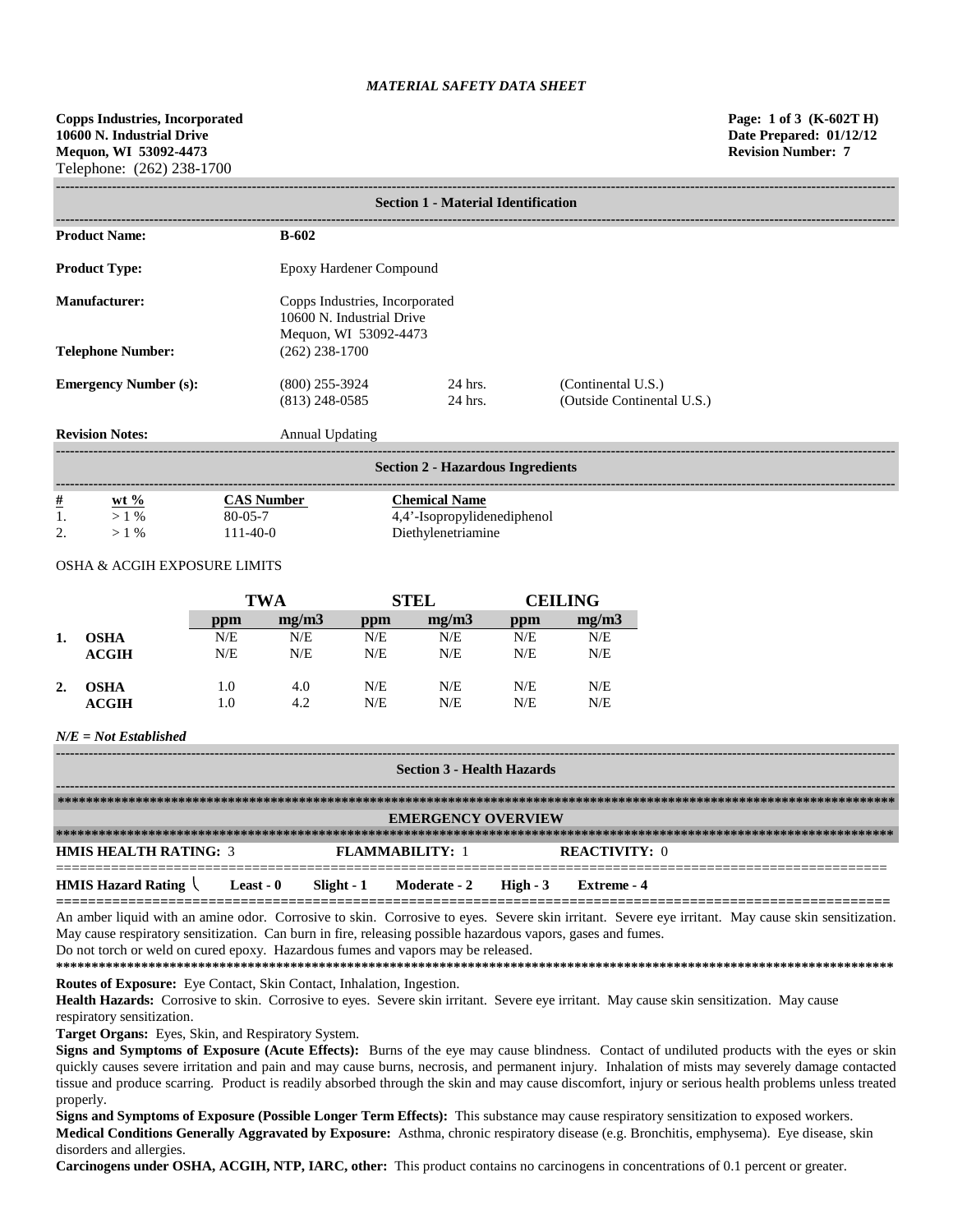*MATERIAL SAFETY DATA SHEET*

**Copps Industries, Incorporated**
**10600 N. Industrial Drive**
**Mequon, WI 53092-4473**
Telephone: (262) 238-1700

**Page: 1 of 3 (K-602T H)**
**Date Prepared: 01/12/12**
**Revision Number: 7**

## Section 1 - Material Identification

| | | | |
|---|---|---|---|
| **Product Name:** | **B-602** | | |
| **Product Type:** | Epoxy Hardener Compound | | |
| **Manufacturer:** | Copps Industries, Incorporated<br>10600 N. Industrial Drive<br>Mequon, WI 53092-4473 | | |
| **Telephone Number:** | (262) 238-1700 | | |
| **Emergency Number (s):** | (800) 255-3924 | 24 hrs. | (Continental U.S.) |
| | (813) 248-0585 | 24 hrs. | (Outside Continental U.S.) |
| **Revision Notes:** | Annual Updating | | |

## Section 2 - Hazardous Ingredients

| # | wt % | CAS Number | Chemical Name |
|---|---|---|---|
| 1. | > 1 % | 80-05-7 | 4,4'-Isopropylidenediphenol |
| 2. | > 1 % | 111-40-0 | Diethylenetriamine |

OSHA & ACGIH EXPOSURE LIMITS

| | | TWA | | STEL | | CEILING | |
|---|---|---|---|---|---|---|---|
| | | ppm | mg/m3 | ppm | mg/m3 | ppm | mg/m3 |
| **1.** | **OSHA** | N/E | N/E | N/E | N/E | N/E | N/E |
| | **ACGIH** | N/E | N/E | N/E | N/E | N/E | N/E |
| **2.** | **OSHA** | 1.0 | 4.0 | N/E | N/E | N/E | N/E |
| | **ACGIH** | 1.0 | 4.2 | N/E | N/E | N/E | N/E |

***N/E = Not Established***

## Section 3 - Health Hazards

**EMERGENCY OVERVIEW**

**HMIS HEALTH RATING:** 3 **FLAMMABILITY:** 1 **REACTIVITY:** 0

**HMIS Hazard Rating** **Least - 0** **Slight - 1** **Moderate - 2** **High - 3** **Extreme - 4**

An amber liquid with an amine odor. Corrosive to skin. Corrosive to eyes. Severe skin irritant. Severe eye irritant. May cause skin sensitization. May cause respiratory sensitization. Can burn in fire, releasing possible hazardous vapors, gases and fumes.
Do not torch or weld on cured epoxy. Hazardous fumes and vapors may be released.

**Routes of Exposure:** Eye Contact, Skin Contact, Inhalation, Ingestion.

**Health Hazards:** Corrosive to skin. Corrosive to eyes. Severe skin irritant. Severe eye irritant. May cause skin sensitization. May cause respiratory sensitization.

**Target Organs:** Eyes, Skin, and Respiratory System.

**Signs and Symptoms of Exposure (Acute Effects):** Burns of the eye may cause blindness. Contact of undiluted products with the eyes or skin quickly causes severe irritation and pain and may cause burns, necrosis, and permanent injury. Inhalation of mists may severely damage contacted tissue and produce scarring. Product is readily absorbed through the skin and may cause discomfort, injury or serious health problems unless treated properly.

**Signs and Symptoms of Exposure (Possible Longer Term Effects):** This substance may cause respiratory sensitization to exposed workers.

**Medical Conditions Generally Aggravated by Exposure:** Asthma, chronic respiratory disease (e.g. Bronchitis, emphysema). Eye disease, skin disorders and allergies.

**Carcinogens under OSHA, ACGIH, NTP, IARC, other:** This product contains no carcinogens in concentrations of 0.1 percent or greater.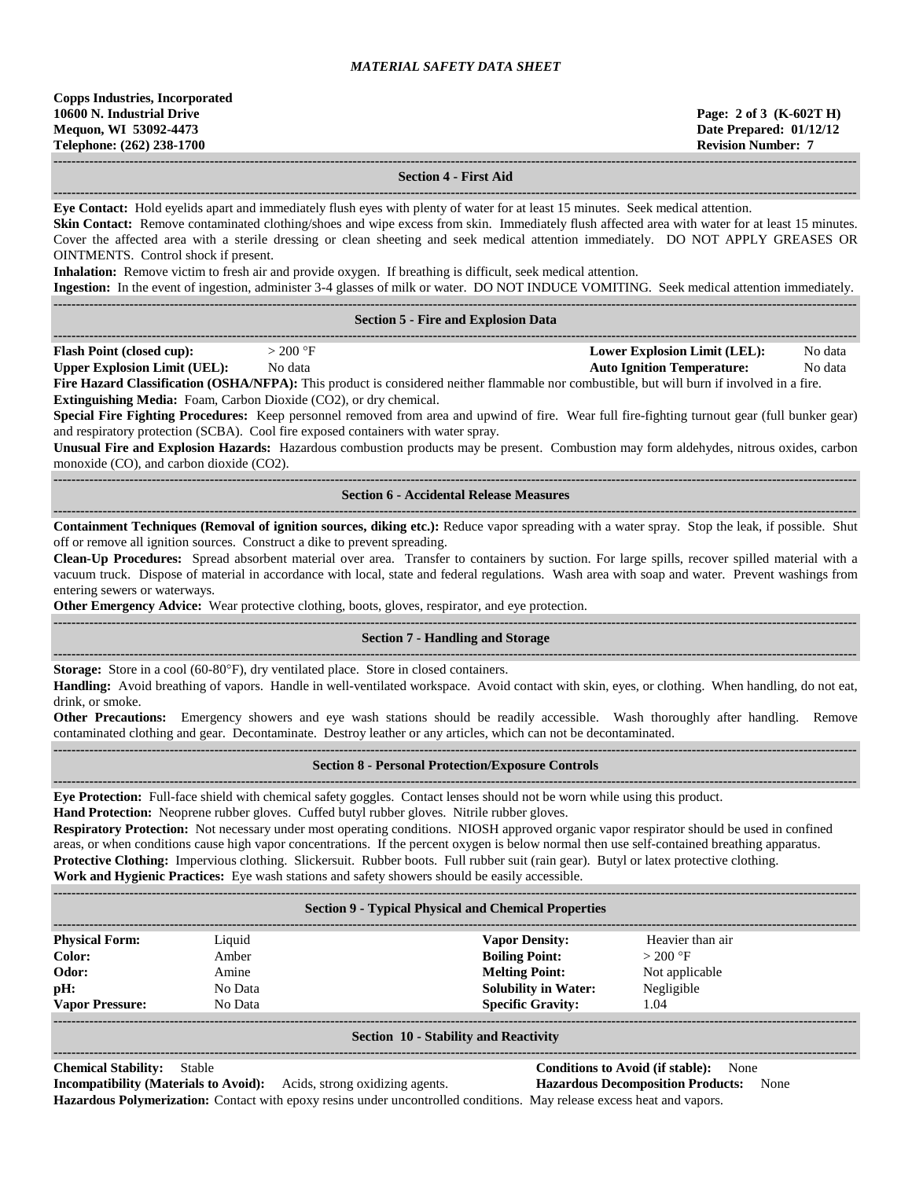*MATERIAL SAFETY DATA SHEET*

**Copps Industries, Incorporated**
**10600 N. Industrial Drive**
**Mequon, WI 53092-4473**
**Telephone: (262) 238-1700**

**(K-602T H)**
**Date Prepared: 01/12/12**
**Revision Number: 7**

## Section 4 - First Aid

**Eye Contact:** Hold eyelids apart and immediately flush eyes with plenty of water for at least 15 minutes. Seek medical attention.

**Skin Contact:** Remove contaminated clothing/shoes and wipe excess from skin. Immediately flush affected area with water for at least 15 minutes. Cover the affected area with a sterile dressing or clean sheeting and seek medical attention immediately. DO NOT APPLY GREASES OR OINTMENTS. Control shock if present.

**Inhalation:** Remove victim to fresh air and provide oxygen. If breathing is difficult, seek medical attention.

**Ingestion:** In the event of ingestion, administer 3-4 glasses of milk or water. DO NOT INDUCE VOMITING. Seek medical attention immediately.

## Section 5 - Fire and Explosion Data

**Flash Point (closed cup):** > 200 °F
**Lower Explosion Limit (LEL):** No data
**Upper Explosion Limit (UEL):** No data
**Auto Ignition Temperature:** No data

**Fire Hazard Classification (OSHA/NFPA):** This product is considered neither flammable nor combustible, but will burn if involved in a fire.

**Extinguishing Media:** Foam, Carbon Dioxide ($CO_2$), or dry chemical.

**Special Fire Fighting Procedures:** Keep personnel removed from area and upwind of fire. Wear full fire-fighting turnout gear (full bunker gear) and respiratory protection (SCBA). Cool fire exposed containers with water spray.

**Unusual Fire and Explosion Hazards:** Hazardous combustion products may be present. Combustion may form aldehydes, nitrous oxides, carbon monoxide (CO), and carbon dioxide ($CO_2$).

## Section 6 - Accidental Release Measures

**Containment Techniques (Removal of ignition sources, diking etc.):** Reduce vapor spreading with a water spray. Stop the leak, if possible. Shut off or remove all ignition sources. Construct a dike to prevent spreading.

**Clean-Up Procedures:** Spread absorbent material over area. Transfer to containers by suction. For large spills, recover spilled material with a vacuum truck. Dispose of material in accordance with local, state and federal regulations. Wash area with soap and water. Prevent washings from entering sewers or waterways.

**Other Emergency Advice:** Wear protective clothing, boots, gloves, respirator, and eye protection.

## Section 7 - Handling and Storage

**Storage:** Store in a cool (60-80°F), dry ventilated place. Store in closed containers.

**Handling:** Avoid breathing of vapors. Handle in well-ventilated workspace. Avoid contact with skin, eyes, or clothing. When handling, do not eat, drink, or smoke.

**Other Precautions:** Emergency showers and eye wash stations should be readily accessible. Wash thoroughly after handling. Remove contaminated clothing and gear. Decontaminate. Destroy leather or any articles, which can not be decontaminated.

## Section 8 - Personal Protection/Exposure Controls

**Eye Protection:** Full-face shield with chemical safety goggles. Contact lenses should not be worn while using this product.

**Hand Protection:** Neoprene rubber gloves. Cuffed butyl rubber gloves. Nitrile rubber gloves.

**Respiratory Protection:** Not necessary under most operating conditions. NIOSH approved organic vapor respirator should be used in confined areas, or when conditions cause high vapor concentrations. If the percent oxygen is below normal then use self-contained breathing apparatus.

**Protective Clothing:** Impervious clothing. Slickersuit. Rubber boots. Full rubber suit (rain gear). Butyl or latex protective clothing.

**Work and Hygienic Practices:** Eye wash stations and safety showers should be easily accessible.

## Section 9 - Typical Physical and Chemical Properties

| | | | |
|---|---|---|---|
| **Physical Form:** | Liquid | **Vapor Density:** | Heavier than air |
| **Color:** | Amber | **Boiling Point:** | > 200 °F |
| **Odor:** | Amine | **Melting Point:** | Not applicable |
| **pH:** | No Data | **Solubility in Water:** | Negligible |
| **Vapor Pressure:** | No Data | **Specific Gravity:** | 1.04 |

## Section 10 - Stability and Reactivity

**Chemical Stability:** Stable
**Conditions to Avoid (if stable):** None
**Incompatibility (Materials to Avoid):** Acids, strong oxidizing agents.
**Hazardous Decomposition Products:** None
**Hazardous Polymerization:** Contact with epoxy resins under uncontrolled conditions. May release excess heat and vapors.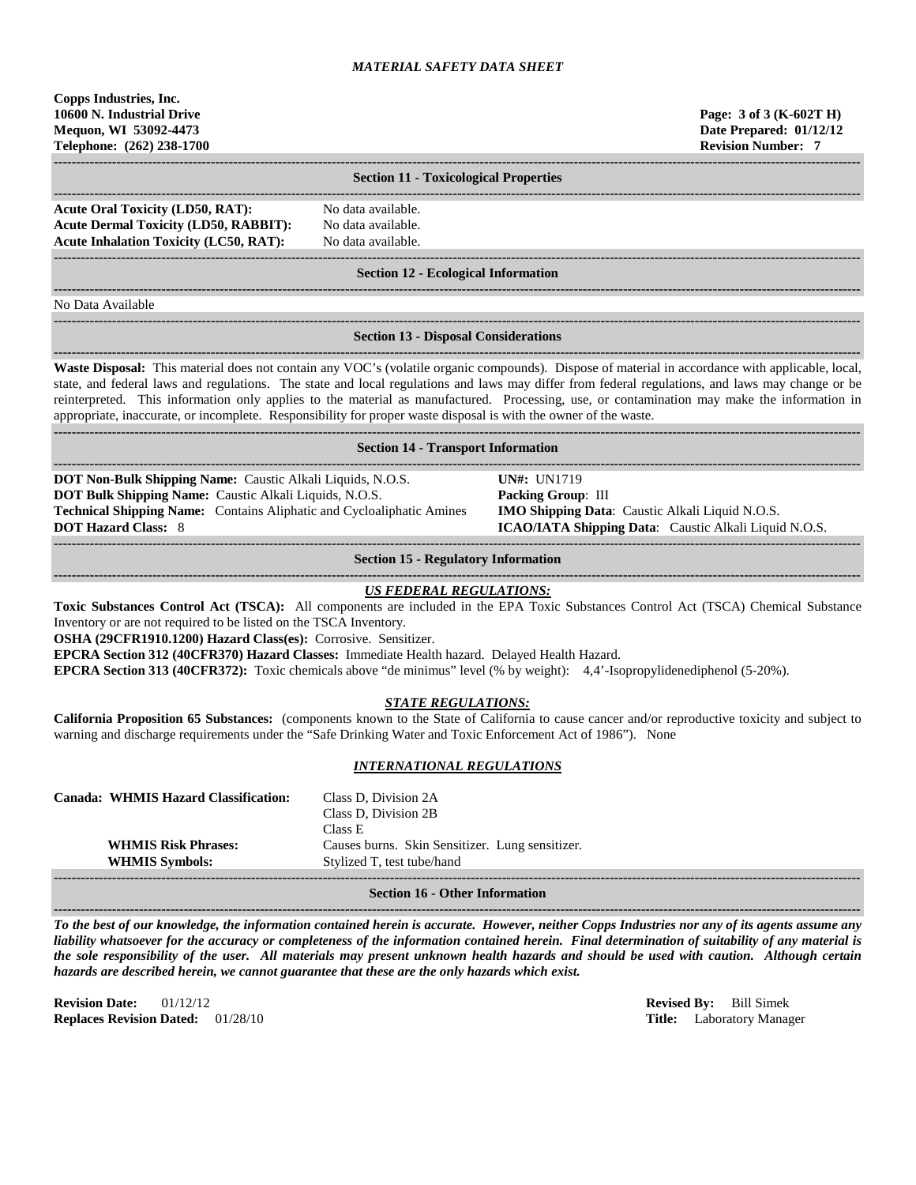*MATERIAL SAFETY DATA SHEET*

**Copps Industries, Inc.**
**10600 N. Industrial Drive**
**Mequon, WI 53092-4473**
**Telephone: (262) 238-1700**

**Page: 3 of 3 (K-602T H)**
**Date Prepared: 01/12/12**
**Revision Number: 7**

## Section 11 - Toxicological Properties

**Acute Oral Toxicity (LD50, RAT):** No data available.
**Acute Dermal Toxicity (LD50, RABBIT):** No data available.
**Acute Inhalation Toxicity (LC50, RAT):** No data available.

## Section 12 - Ecological Information

No Data Available

## Section 13 - Disposal Considerations

**Waste Disposal:** This material does not contain any VOC's (volatile organic compounds). Dispose of material in accordance with applicable, local, state, and federal laws and regulations. The state and local regulations and laws may differ from federal regulations, and laws may change or be reinterpreted. This information only applies to the material as manufactured. Processing, use, or contamination may make the information in appropriate, inaccurate, or incomplete. Responsibility for proper waste disposal is with the owner of the waste.

## Section 14 - Transport Information

**DOT Non-Bulk Shipping Name:** Caustic Alkali Liquids, N.O.S.
**DOT Bulk Shipping Name:** Caustic Alkali Liquids, N.O.S.
**Technical Shipping Name:** Contains Aliphatic and Cycloaliphatic Amines
**DOT Hazard Class:** 8
**UN#:** UN1719
**Packing Group**: III
**IMO Shipping Data**: Caustic Alkali Liquid N.O.S.
**ICAO/IATA Shipping Data**: Caustic Alkali Liquid N.O.S.

## Section 15 - Regulatory Information

### *US FEDERAL REGULATIONS:*

**Toxic Substances Control Act (TSCA):** All components are included in the EPA Toxic Substances Control Act (TSCA) Chemical Substance Inventory or are not required to be listed on the TSCA Inventory.
**OSHA (29CFR1910.1200) Hazard Class(es):** Corrosive. Sensitizer.
**EPCRA Section 312 (40CFR370) Hazard Classes:** Immediate Health hazard. Delayed Health Hazard.
**EPCRA Section 313 (40CFR372):** Toxic chemicals above "de minimus" level (% by weight): 4,4'-Isopropylidenediphenol (5-20%).

### *STATE REGULATIONS:*

**California Proposition 65 Substances:** (components known to the State of California to cause cancer and/or reproductive toxicity and subject to warning and discharge requirements under the "Safe Drinking Water and Toxic Enforcement Act of 1986"). None

### *INTERNATIONAL REGULATIONS*

| | |
|---|---|
| **Canada: WHMIS Hazard Classification:** | Class D, Division 2A<br>Class D, Division 2B<br>Class E |
| **WHMIS Risk Phrases:** | Causes burns. Skin Sensitizer. Lung sensitizer. |
| **WHMIS Symbols:** | Stylized T, test tube/hand |

## Section 16 - Other Information

***To the best of our knowledge, the information contained herein is accurate. However, neither Copps Industries nor any of its agents assume any liability whatsoever for the accuracy or completeness of the information contained herein. Final determination of suitability of any material is the sole responsibility of the user. All materials may present unknown health hazards and should be used with caution. Although certain hazards are described herein, we cannot guarantee that these are the only hazards which exist.***

**Revision Date:** 01/12/12
**Replaces Revision Dated:** 01/28/10
**Revised By:** Bill Simek
**Title:** Laboratory Manager